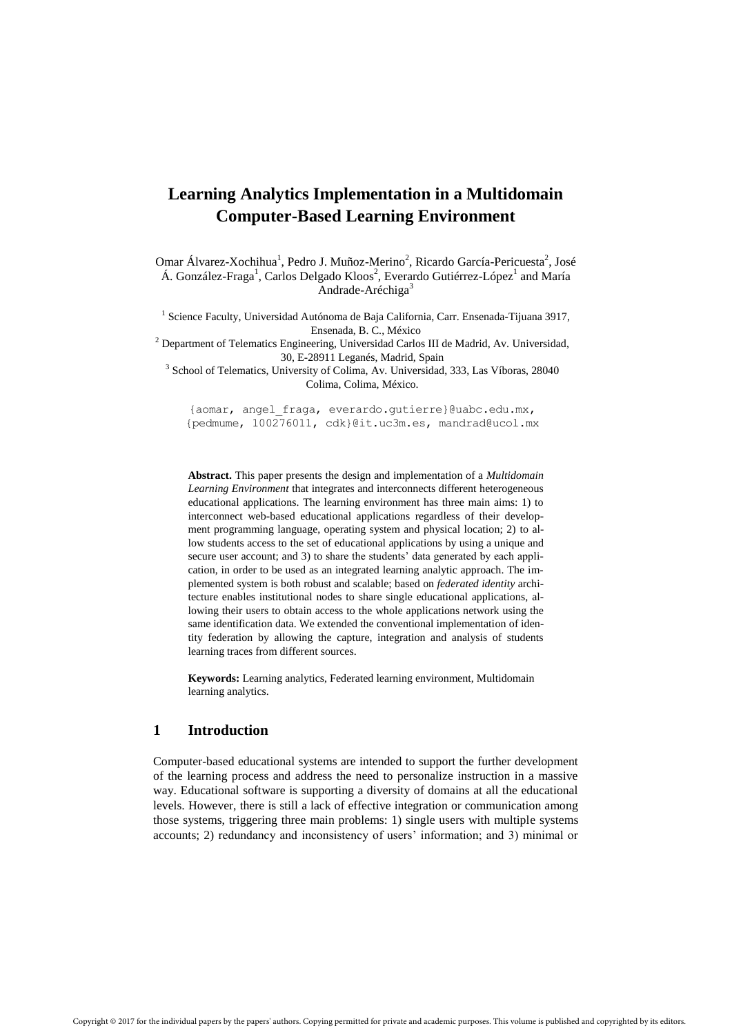# Learning Analytics Implementation in a Multidomain Computer-Based Learning Environment

Omar Álvarez-Xochihua[1], Pedro J. Muñoz-Merino[2], Ricardo García-Pericuesta[2], José Á. González-Fraga[1], Carlos Delgado Kloos[2], Everardo Gutiérrez-López[1] and María Andrade-Aréchiga[3]

[1] Science Faculty, Universidad Autónoma de Baja California, Carr. Ensenada-Tijuana 3917, Ensenada, B. C., México

[2] Department of Telematics Engineering, Universidad Carlos III de Madrid, Av. Universidad, 30, E-28911 Leganés, Madrid, Spain

[3] School of Telematics, University of Colima, Av. Universidad, 333, Las Víboras, 28040 Colima, Colima, México.

{aomar, angel_fraga, everardo.gutierre}@uabc.edu.mx, {pedmume, 100276011, cdk}@it.uc3m.es, mandrad@ucol.mx

**Abstract.** This paper presents the design and implementation of a *Multidomain Learning Environment* that integrates and interconnects different heterogeneous educational applications. The learning environment has three main aims: 1) to interconnect web-based educational applications regardless of their development programming language, operating system and physical location; 2) to allow students access to the set of educational applications by using a unique and secure user account; and 3) to share the students' data generated by each application, in order to be used as an integrated learning analytic approach. The implemented system is both robust and scalable; based on *federated identity* architecture enables institutional nodes to share single educational applications, allowing their users to obtain access to the whole applications network using the same identification data. We extended the conventional implementation of identity federation by allowing the capture, integration and analysis of students learning traces from different sources.

**Keywords:** Learning analytics, Federated learning environment, Multidomain learning analytics.

## 1 Introduction

Computer-based educational systems are intended to support the further development of the learning process and address the need to personalize instruction in a massive way. Educational software is supporting a diversity of domains at all the educational levels. However, there is still a lack of effective integration or communication among those systems, triggering three main problems: 1) single users with multiple systems accounts; 2) redundancy and inconsistency of users' information; and 3) minimal or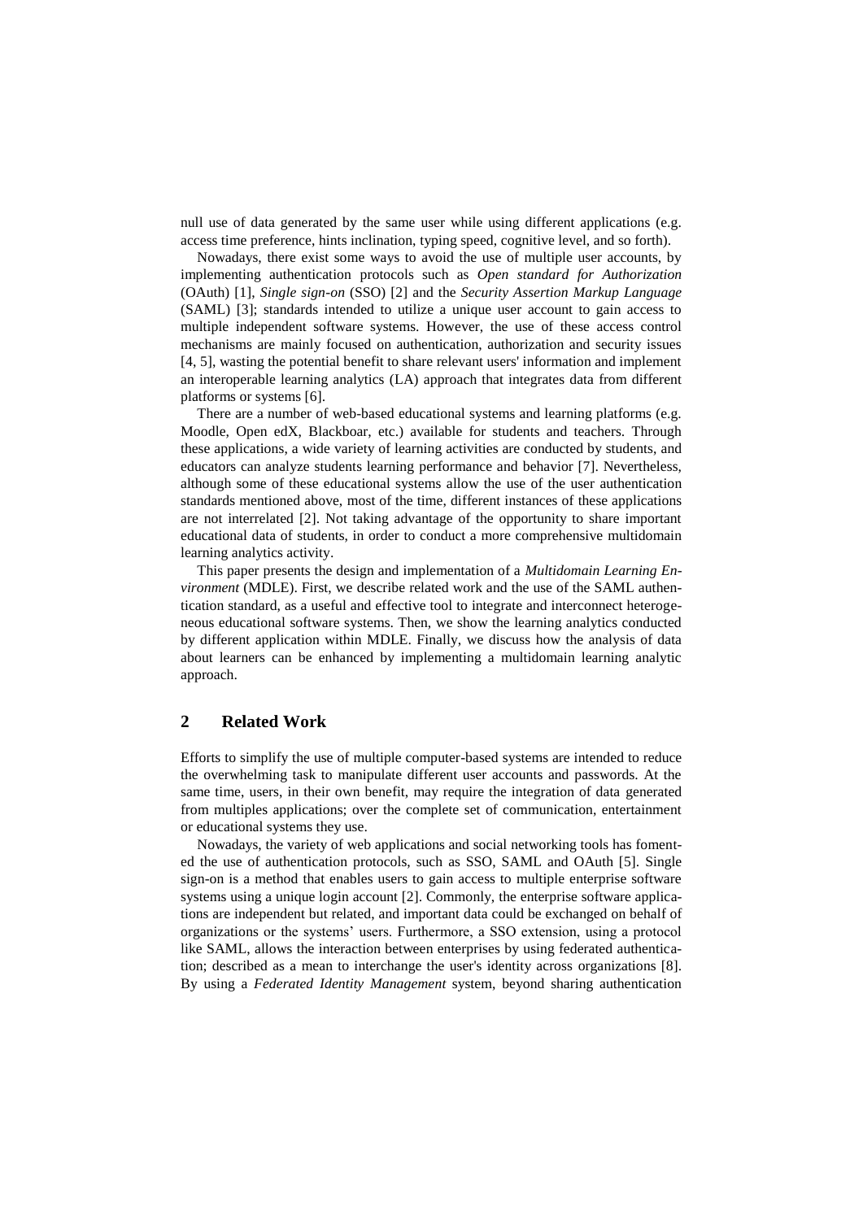null use of data generated by the same user while using different applications (e.g. access time preference, hints inclination, typing speed, cognitive level, and so forth).

Nowadays, there exist some ways to avoid the use of multiple user accounts, by implementing authentication protocols such as *Open standard for Authorization* (OAuth) [1], *Single sign-on* (SSO) [2] and the *Security Assertion Markup Language* (SAML) [3]; standards intended to utilize a unique user account to gain access to multiple independent software systems. However, the use of these access control mechanisms are mainly focused on authentication, authorization and security issues [4, 5], wasting the potential benefit to share relevant users' information and implement an interoperable learning analytics (LA) approach that integrates data from different platforms or systems [6].

There are a number of web-based educational systems and learning platforms (e.g. Moodle, Open edX, Blackboar, etc.) available for students and teachers. Through these applications, a wide variety of learning activities are conducted by students, and educators can analyze students learning performance and behavior [7]. Nevertheless, although some of these educational systems allow the use of the user authentication standards mentioned above, most of the time, different instances of these applications are not interrelated [2]. Not taking advantage of the opportunity to share important educational data of students, in order to conduct a more comprehensive multidomain learning analytics activity.

This paper presents the design and implementation of a *Multidomain Learning Environment* (MDLE). First, we describe related work and the use of the SAML authentication standard, as a useful and effective tool to integrate and interconnect heterogeneous educational software systems. Then, we show the learning analytics conducted by different application within MDLE. Finally, we discuss how the analysis of data about learners can be enhanced by implementing a multidomain learning analytic approach.

## 2 Related Work

Efforts to simplify the use of multiple computer-based systems are intended to reduce the overwhelming task to manipulate different user accounts and passwords. At the same time, users, in their own benefit, may require the integration of data generated from multiples applications; over the complete set of communication, entertainment or educational systems they use.

Nowadays, the variety of web applications and social networking tools has fomented the use of authentication protocols, such as SSO, SAML and OAuth [5]. Single sign-on is a method that enables users to gain access to multiple enterprise software systems using a unique login account [2]. Commonly, the enterprise software applications are independent but related, and important data could be exchanged on behalf of organizations or the systems' users. Furthermore, a SSO extension, using a protocol like SAML, allows the interaction between enterprises by using federated authentication; described as a mean to interchange the user's identity across organizations [8]. By using a *Federated Identity Management* system, beyond sharing authentication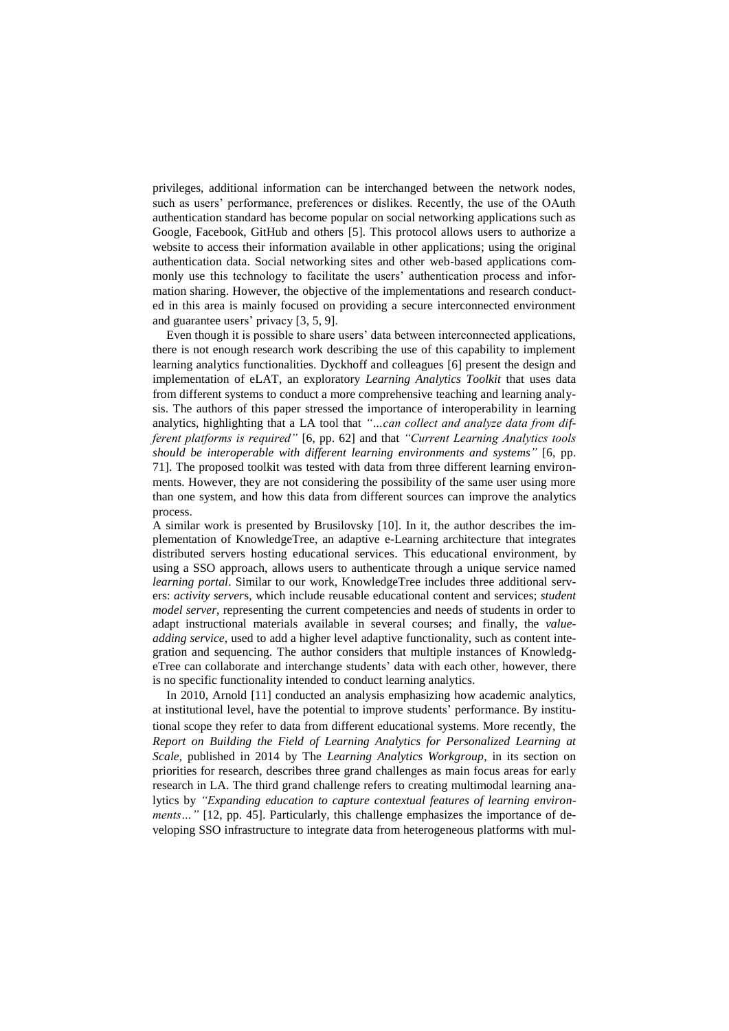privileges, additional information can be interchanged between the network nodes, such as users' performance, preferences or dislikes. Recently, the use of the OAuth authentication standard has become popular on social networking applications such as Google, Facebook, GitHub and others [5]. This protocol allows users to authorize a website to access their information available in other applications; using the original authentication data. Social networking sites and other web-based applications commonly use this technology to facilitate the users' authentication process and information sharing. However, the objective of the implementations and research conducted in this area is mainly focused on providing a secure interconnected environment and guarantee users' privacy [3, 5, 9].

Even though it is possible to share users' data between interconnected applications, there is not enough research work describing the use of this capability to implement learning analytics functionalities. Dyckhoff and colleagues [6] present the design and implementation of eLAT, an exploratory *Learning Analytics Toolkit* that uses data from different systems to conduct a more comprehensive teaching and learning analysis. The authors of this paper stressed the importance of interoperability in learning analytics, highlighting that a LA tool that *"…can collect and analyze data from different platforms is required"* [6, pp. 62] and that *"Current Learning Analytics tools should be interoperable with different learning environments and systems"* [6, pp. 71]. The proposed toolkit was tested with data from three different learning environments. However, they are not considering the possibility of the same user using more than one system, and how this data from different sources can improve the analytics process.

A similar work is presented by Brusilovsky [10]. In it, the author describes the implementation of KnowledgeTree, an adaptive e-Learning architecture that integrates distributed servers hosting educational services. This educational environment, by using a SSO approach, allows users to authenticate through a unique service named *learning portal*. Similar to our work, KnowledgeTree includes three additional servers: *activity server*s, which include reusable educational content and services; *student model server*, representing the current competencies and needs of students in order to adapt instructional materials available in several courses; and finally, the *value-adding service*, used to add a higher level adaptive functionality, such as content integration and sequencing. The author considers that multiple instances of KnowledgeTree can collaborate and interchange students' data with each other, however, there is no specific functionality intended to conduct learning analytics.

In 2010, Arnold [11] conducted an analysis emphasizing how academic analytics, at institutional level, have the potential to improve students' performance. By institutional scope they refer to data from different educational systems. More recently, the *Report on Building the Field of Learning Analytics for Personalized Learning at Scale*, published in 2014 by The *Learning Analytics Workgroup*, in its section on priorities for research, describes three grand challenges as main focus areas for early research in LA. The third grand challenge refers to creating multimodal learning analytics by *"Expanding education to capture contextual features of learning environments…"* [12, pp. 45]. Particularly, this challenge emphasizes the importance of developing SSO infrastructure to integrate data from heterogeneous platforms with mul-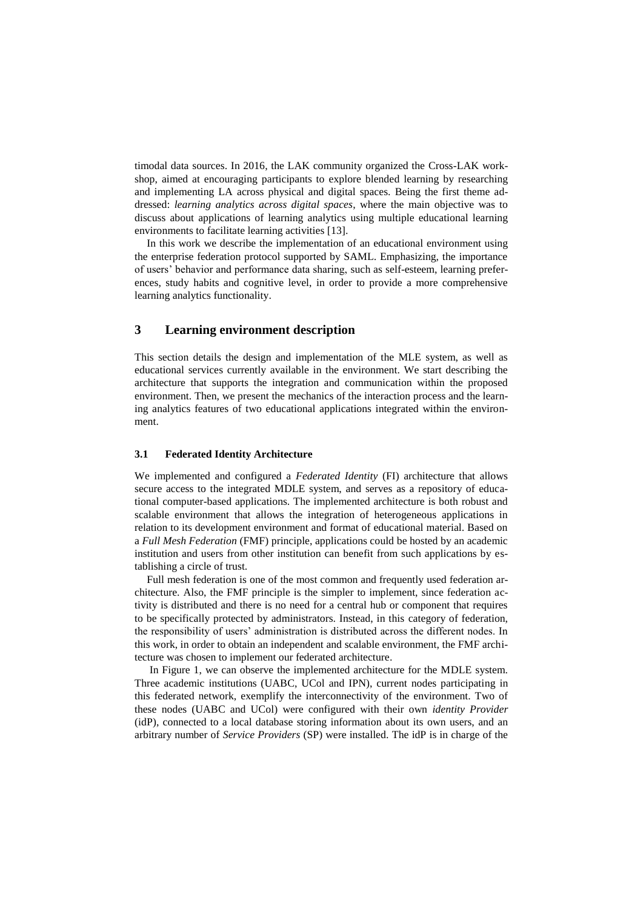timodal data sources. In 2016, the LAK community organized the Cross-LAK workshop, aimed at encouraging participants to explore blended learning by researching and implementing LA across physical and digital spaces. Being the first theme addressed: *learning analytics across digital spaces*, where the main objective was to discuss about applications of learning analytics using multiple educational learning environments to facilitate learning activities [13].

In this work we describe the implementation of an educational environment using the enterprise federation protocol supported by SAML. Emphasizing, the importance of users' behavior and performance data sharing, such as self-esteem, learning preferences, study habits and cognitive level, in order to provide a more comprehensive learning analytics functionality.

## 3 Learning environment description

This section details the design and implementation of the MLE system, as well as educational services currently available in the environment. We start describing the architecture that supports the integration and communication within the proposed environment. Then, we present the mechanics of the interaction process and the learning analytics features of two educational applications integrated within the environment.

### 3.1 Federated Identity Architecture

We implemented and configured a *Federated Identity* (FI) architecture that allows secure access to the integrated MDLE system, and serves as a repository of educational computer-based applications. The implemented architecture is both robust and scalable environment that allows the integration of heterogeneous applications in relation to its development environment and format of educational material. Based on a *Full Mesh Federation* (FMF) principle, applications could be hosted by an academic institution and users from other institution can benefit from such applications by establishing a circle of trust.

Full mesh federation is one of the most common and frequently used federation architecture. Also, the FMF principle is the simpler to implement, since federation activity is distributed and there is no need for a central hub or component that requires to be specifically protected by administrators. Instead, in this category of federation, the responsibility of users' administration is distributed across the different nodes. In this work, in order to obtain an independent and scalable environment, the FMF architecture was chosen to implement our federated architecture.

In Figure 1, we can observe the implemented architecture for the MDLE system. Three academic institutions (UABC, UCol and IPN), current nodes participating in this federated network, exemplify the interconnectivity of the environment. Two of these nodes (UABC and UCol) were configured with their own *identity Provider* (idP), connected to a local database storing information about its own users, and an arbitrary number of *Service Providers* (SP) were installed. The idP is in charge of the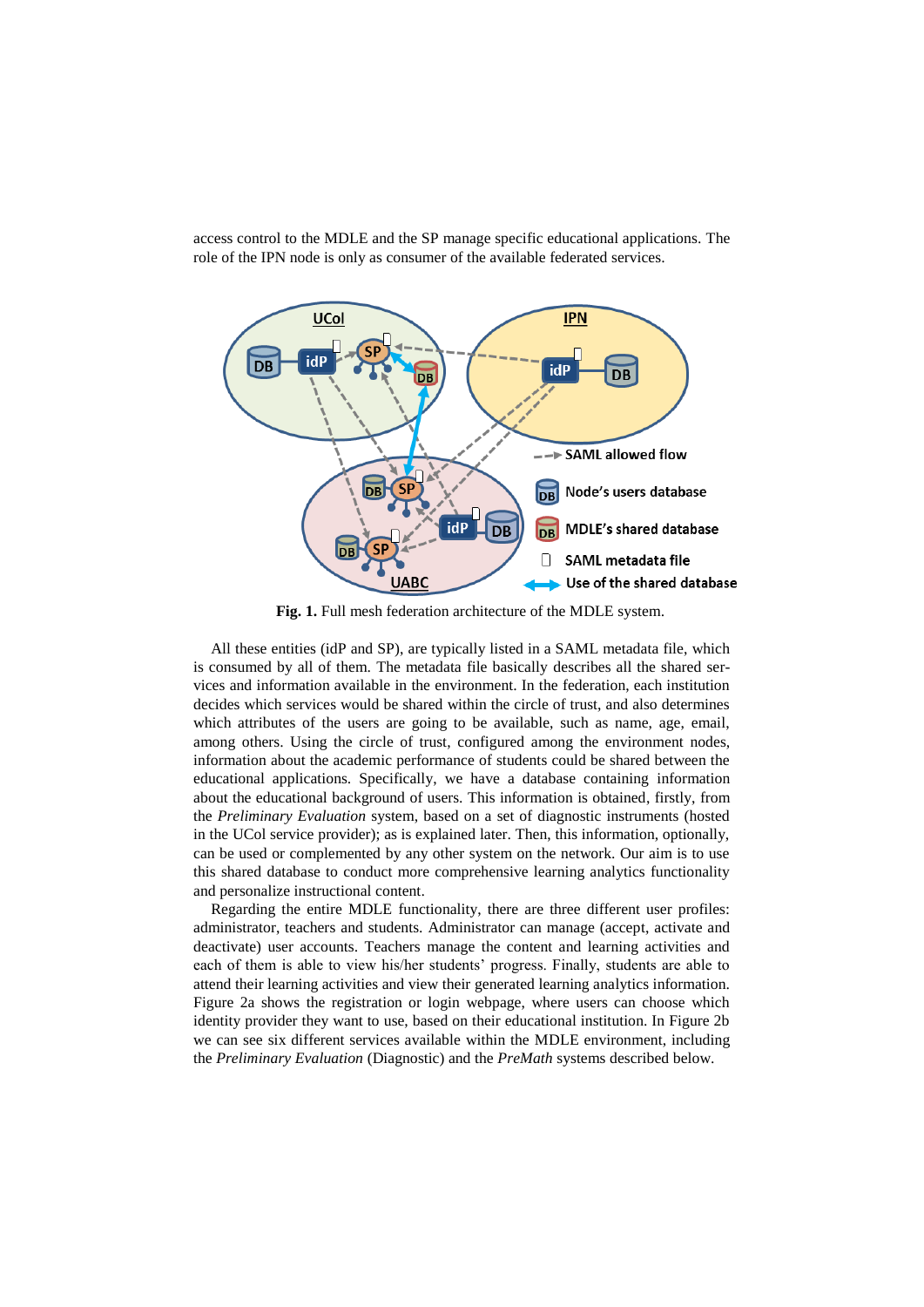access control to the MDLE and the SP manage specific educational applications. The role of the IPN node is only as consumer of the available federated services.

**Fig. 1.** Full mesh federation architecture of the MDLE system.

All these entities (idP and SP), are typically listed in a SAML metadata file, which is consumed by all of them. The metadata file basically describes all the shared services and information available in the environment. In the federation, each institution decides which services would be shared within the circle of trust, and also determines which attributes of the users are going to be available, such as name, age, email, among others. Using the circle of trust, configured among the environment nodes, information about the academic performance of students could be shared between the educational applications. Specifically, we have a database containing information about the educational background of users. This information is obtained, firstly, from the *Preliminary Evaluation* system, based on a set of diagnostic instruments (hosted in the UCol service provider); as is explained later. Then, this information, optionally, can be used or complemented by any other system on the network. Our aim is to use this shared database to conduct more comprehensive learning analytics functionality and personalize instructional content.

Regarding the entire MDLE functionality, there are three different user profiles: administrator, teachers and students. Administrator can manage (accept, activate and deactivate) user accounts. Teachers manage the content and learning activities and each of them is able to view his/her students' progress. Finally, students are able to attend their learning activities and view their generated learning analytics information. Figure 2a shows the registration or login webpage, where users can choose which identity provider they want to use, based on their educational institution. In Figure 2b we can see six different services available within the MDLE environment, including the *Preliminary Evaluation* (Diagnostic) and the *PreMath* systems described below.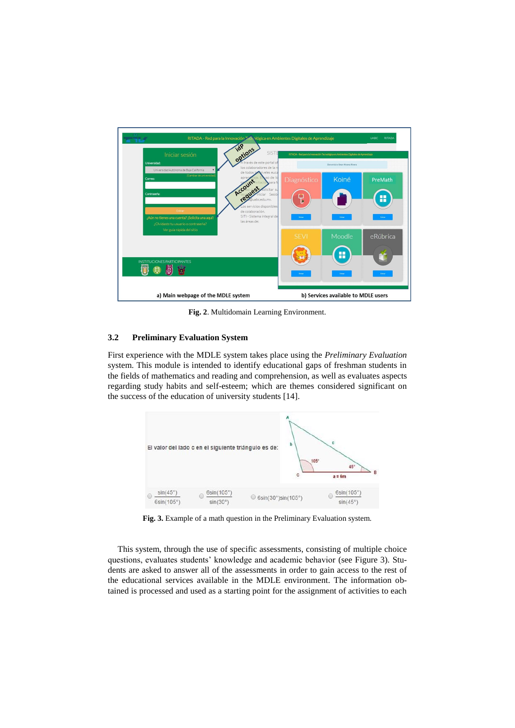Fig. 2. Multidomain Learning Environment.

### 3.2 Preliminary Evaluation System

First experience with the MDLE system takes place using the *Preliminary Evaluation* system. This module is intended to identify educational gaps of freshman students in the fields of mathematics and reading and comprehension, as well as evaluates aspects regarding study habits and self-esteem; which are themes considered significant on the success of the education of university students [14].

Fig. 3. Example of a math question in the Preliminary Evaluation system.

This system, through the use of specific assessments, consisting of multiple choice questions, evaluates students' knowledge and academic behavior (see Figure 3). Students are asked to answer all of the assessments in order to gain access to the rest of the educational services available in the MDLE environment. The information obtained is processed and used as a starting point for the assignment of activities to each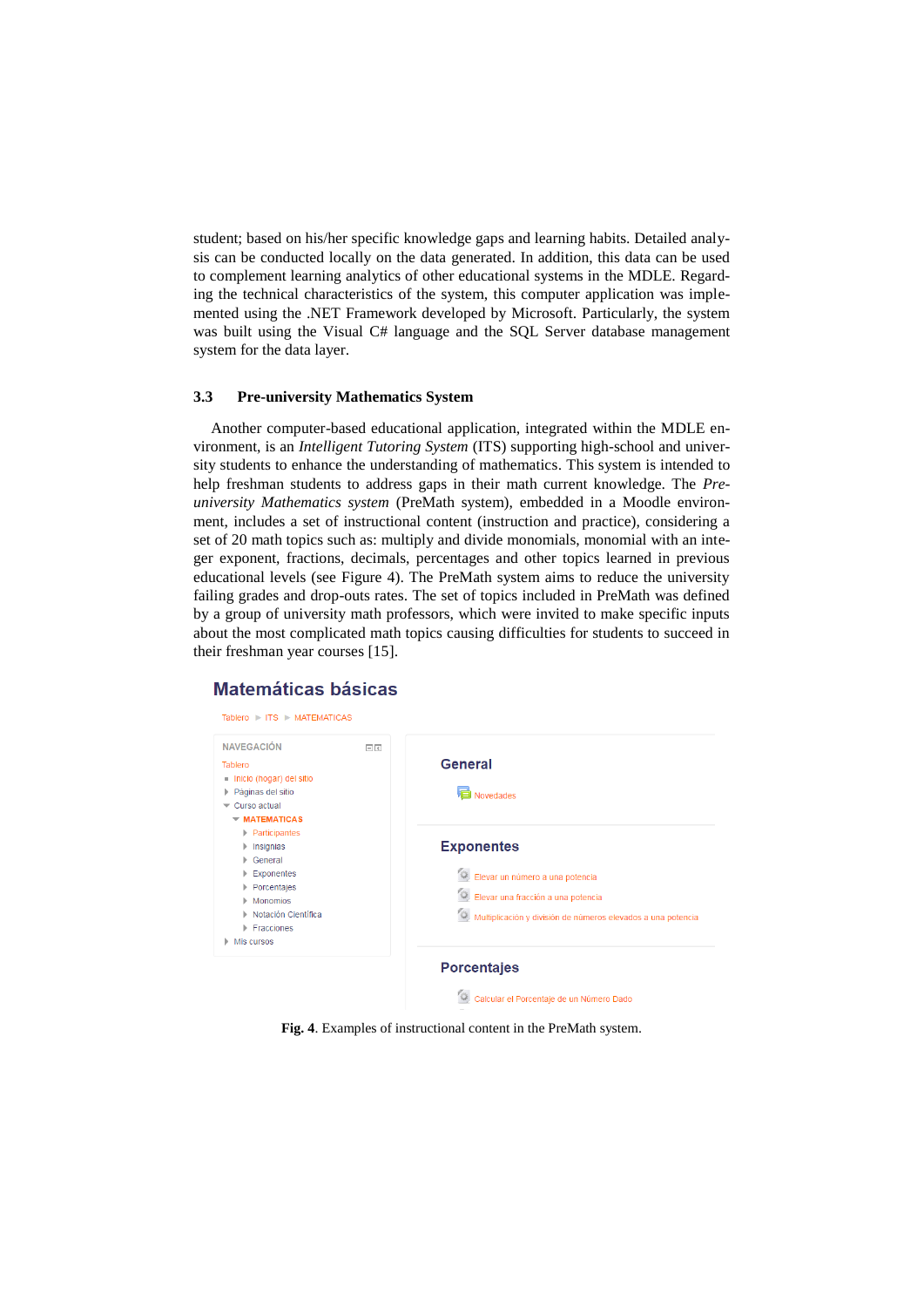student; based on his/her specific knowledge gaps and learning habits. Detailed analysis can be conducted locally on the data generated. In addition, this data can be used to complement learning analytics of other educational systems in the MDLE. Regarding the technical characteristics of the system, this computer application was implemented using the .NET Framework developed by Microsoft. Particularly, the system was built using the Visual C# language and the SQL Server database management system for the data layer.

### 3.3 Pre-university Mathematics System

Another computer-based educational application, integrated within the MDLE environment, is an *Intelligent Tutoring System* (ITS) supporting high-school and university students to enhance the understanding of mathematics. This system is intended to help freshman students to address gaps in their math current knowledge. The *Pre-university Mathematics system* (PreMath system), embedded in a Moodle environment, includes a set of instructional content (instruction and practice), considering a set of 20 math topics such as: multiply and divide monomials, monomial with an integer exponent, fractions, decimals, percentages and other topics learned in previous educational levels (see Figure 4). The PreMath system aims to reduce the university failing grades and drop-outs rates. The set of topics included in PreMath was defined by a group of university math professors, which were invited to make specific inputs about the most complicated math topics causing difficulties for students to succeed in their freshman year courses [15].

**Fig. 4**. Examples of instructional content in the PreMath system.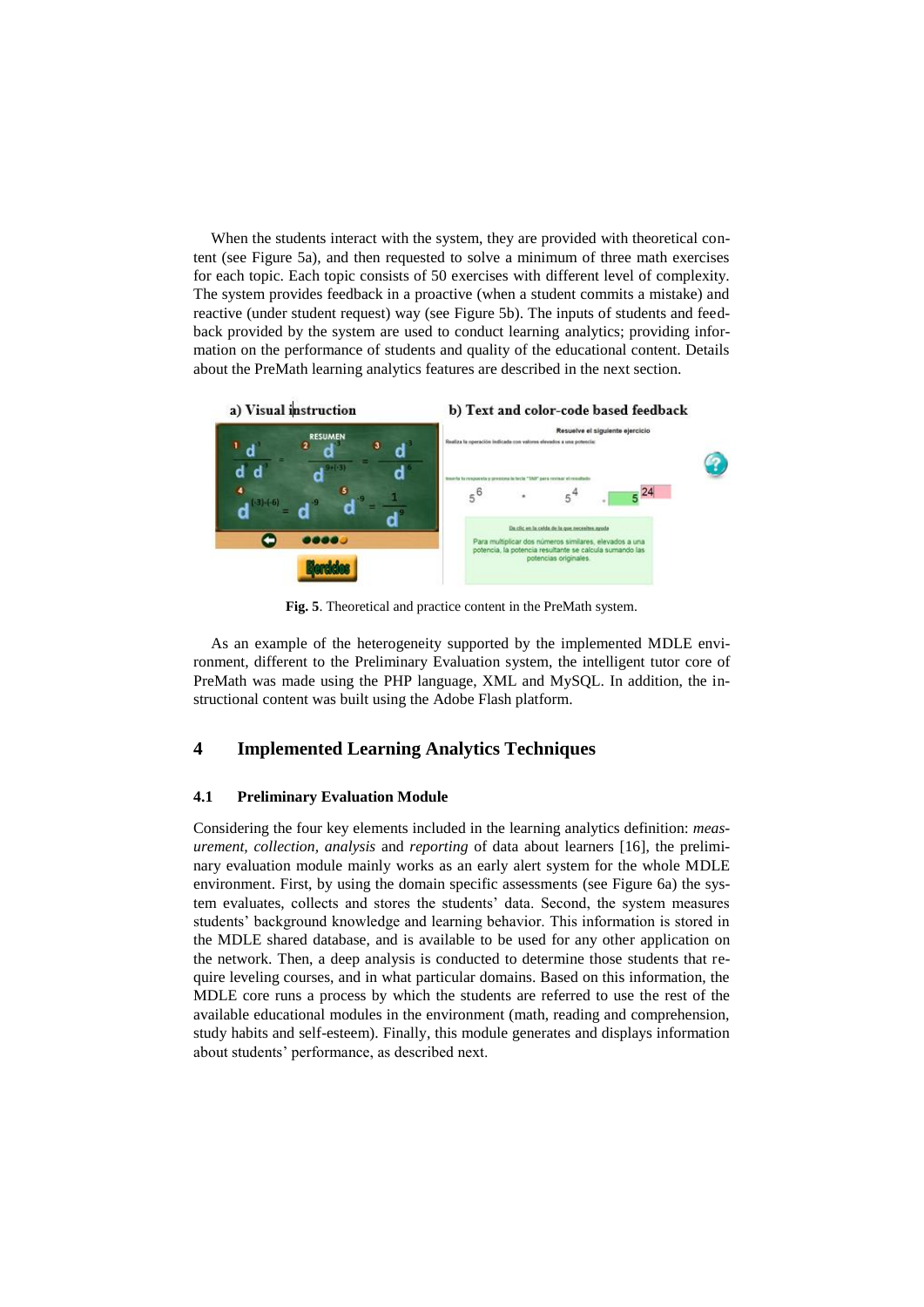When the students interact with the system, they are provided with theoretical content (see Figure 5a), and then requested to solve a minimum of three math exercises for each topic. Each topic consists of 50 exercises with different level of complexity. The system provides feedback in a proactive (when a student commits a mistake) and reactive (under student request) way (see Figure 5b). The inputs of students and feedback provided by the system are used to conduct learning analytics; providing information on the performance of students and quality of the educational content. Details about the PreMath learning analytics features are described in the next section.

**Fig. 5**. Theoretical and practice content in the PreMath system.

As an example of the heterogeneity supported by the implemented MDLE environment, different to the Preliminary Evaluation system, the intelligent tutor core of PreMath was made using the PHP language, XML and MySQL. In addition, the instructional content was built using the Adobe Flash platform.

## 4 Implemented Learning Analytics Techniques

### 4.1 Preliminary Evaluation Module

Considering the four key elements included in the learning analytics definition: *measurement*, *collection*, *analysis* and *reporting* of data about learners [16], the preliminary evaluation module mainly works as an early alert system for the whole MDLE environment. First, by using the domain specific assessments (see Figure 6a) the system evaluates, collects and stores the students' data. Second, the system measures students' background knowledge and learning behavior. This information is stored in the MDLE shared database, and is available to be used for any other application on the network. Then, a deep analysis is conducted to determine those students that require leveling courses, and in what particular domains. Based on this information, the MDLE core runs a process by which the students are referred to use the rest of the available educational modules in the environment (math, reading and comprehension, study habits and self-esteem). Finally, this module generates and displays information about students' performance, as described next.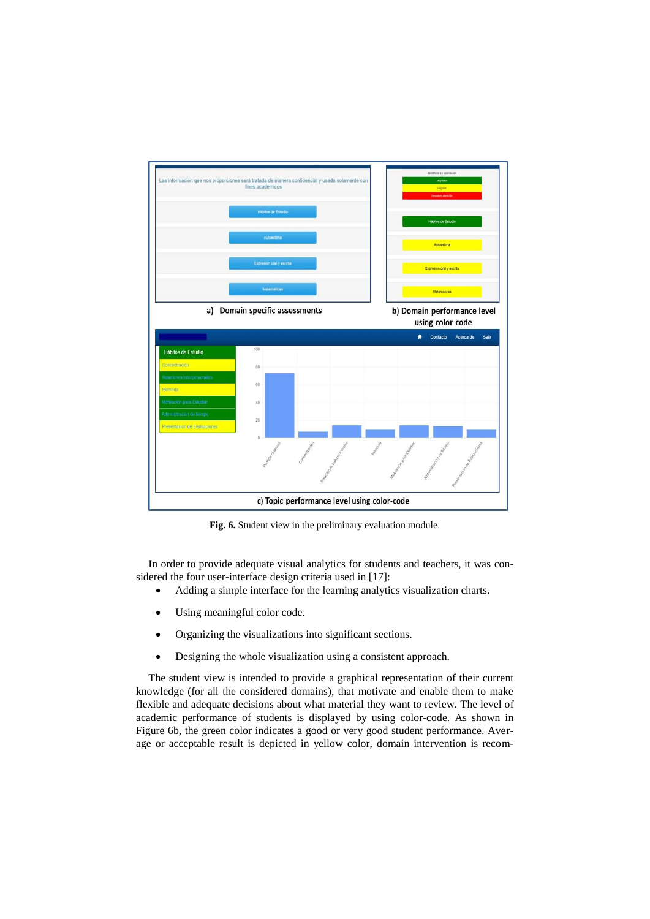**Fig. 6.** Student view in the preliminary evaluation module.

In order to provide adequate visual analytics for students and teachers, it was considered the four user-interface design criteria used in [17]:

- Adding a simple interface for the learning analytics visualization charts.
- Using meaningful color code.
- Organizing the visualizations into significant sections.
- Designing the whole visualization using a consistent approach.

The student view is intended to provide a graphical representation of their current knowledge (for all the considered domains), that motivate and enable them to make flexible and adequate decisions about what material they want to review. The level of academic performance of students is displayed by using color-code. As shown in Figure 6b, the green color indicates a good or very good student performance. Average or acceptable result is depicted in yellow color, domain intervention is recom-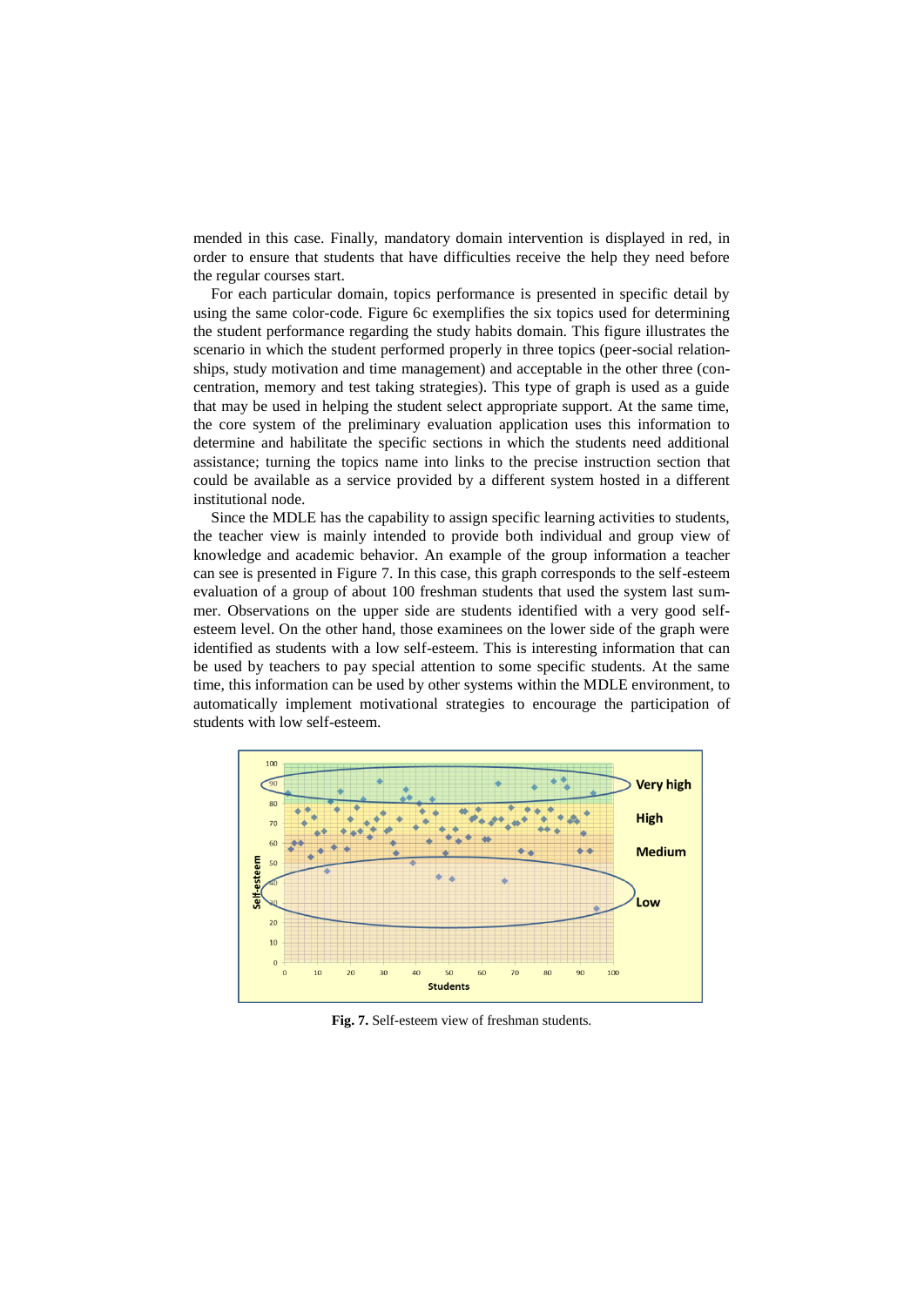mended in this case. Finally, mandatory domain intervention is displayed in red, in order to ensure that students that have difficulties receive the help they need before the regular courses start.

For each particular domain, topics performance is presented in specific detail by using the same color-code. Figure 6c exemplifies the six topics used for determining the student performance regarding the study habits domain. This figure illustrates the scenario in which the student performed properly in three topics (peer-social relationships, study motivation and time management) and acceptable in the other three (concentration, memory and test taking strategies). This type of graph is used as a guide that may be used in helping the student select appropriate support. At the same time, the core system of the preliminary evaluation application uses this information to determine and habilitate the specific sections in which the students need additional assistance; turning the topics name into links to the precise instruction section that could be available as a service provided by a different system hosted in a different institutional node.

Since the MDLE has the capability to assign specific learning activities to students, the teacher view is mainly intended to provide both individual and group view of knowledge and academic behavior. An example of the group information a teacher can see is presented in Figure 7. In this case, this graph corresponds to the self-esteem evaluation of a group of about 100 freshman students that used the system last summer. Observations on the upper side are students identified with a very good self-esteem level. On the other hand, those examinees on the lower side of the graph were identified as students with a low self-esteem. This is interesting information that can be used by teachers to pay special attention to some specific students. At the same time, this information can be used by other systems within the MDLE environment, to automatically implement motivational strategies to encourage the participation of students with low self-esteem.

**Fig. 7.** Self-esteem view of freshman students.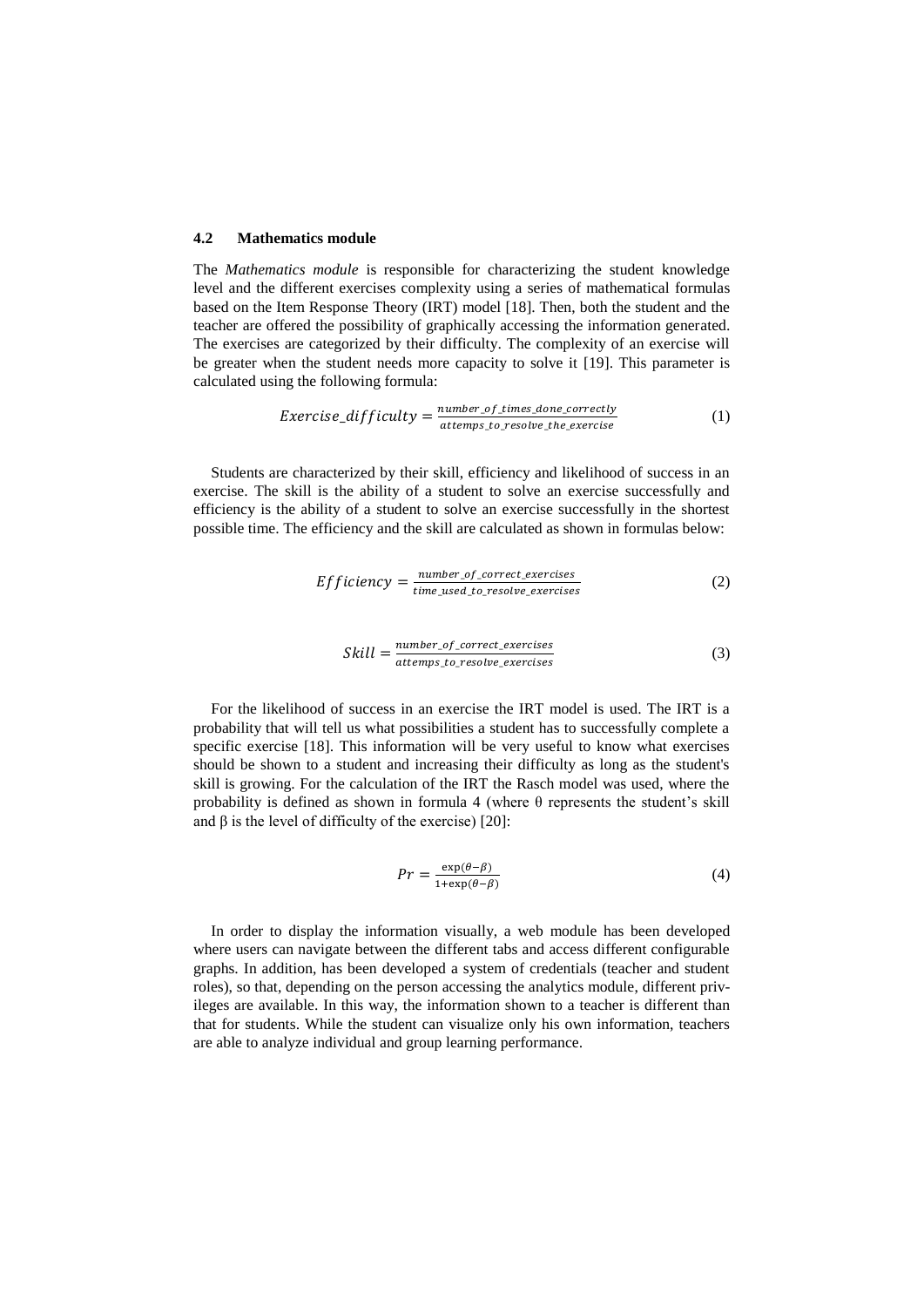### 4.2 Mathematics module

The *Mathematics module* is responsible for characterizing the student knowledge level and the different exercises complexity using a series of mathematical formulas based on the Item Response Theory (IRT) model [18]. Then, both the student and the teacher are offered the possibility of graphically accessing the information generated. The exercises are categorized by their difficulty. The complexity of an exercise will be greater when the student needs more capacity to solve it [19]. This parameter is calculated using the following formula:

$$Exercise\_difficulty = \frac{number\_of\_times\_done\_correctly}{attemps\_to\_resolve\_the\_exercise} \tag{1}$$

Students are characterized by their skill, efficiency and likelihood of success in an exercise. The skill is the ability of a student to solve an exercise successfully and efficiency is the ability of a student to solve an exercise successfully in the shortest possible time. The efficiency and the skill are calculated as shown in formulas below:

$$Efficiency = \frac{number\_of\_correct\_exercises}{time\_used\_to\_resolve\_exercises} \tag{2}$$

$$Skill = \frac{number\_of\_correct\_exercises}{attemps\_to\_resolve\_exercises} \tag{3}$$

For the likelihood of success in an exercise the IRT model is used. The IRT is a probability that will tell us what possibilities a student has to successfully complete a specific exercise [18]. This information will be very useful to know what exercises should be shown to a student and increasing their difficulty as long as the student's skill is growing. For the calculation of the IRT the Rasch model was used, where the probability is defined as shown in formula 4 (where $\theta$ represents the student's skill and $\beta$ is the level of difficulty of the exercise) [20]:

$$Pr = \frac{\exp(\theta - \beta)}{1 + \exp(\theta - \beta)} \tag{4}$$

In order to display the information visually, a web module has been developed where users can navigate between the different tabs and access different configurable graphs. In addition, has been developed a system of credentials (teacher and student roles), so that, depending on the person accessing the analytics module, different privileges are available. In this way, the information shown to a teacher is different than that for students. While the student can visualize only his own information, teachers are able to analyze individual and group learning performance.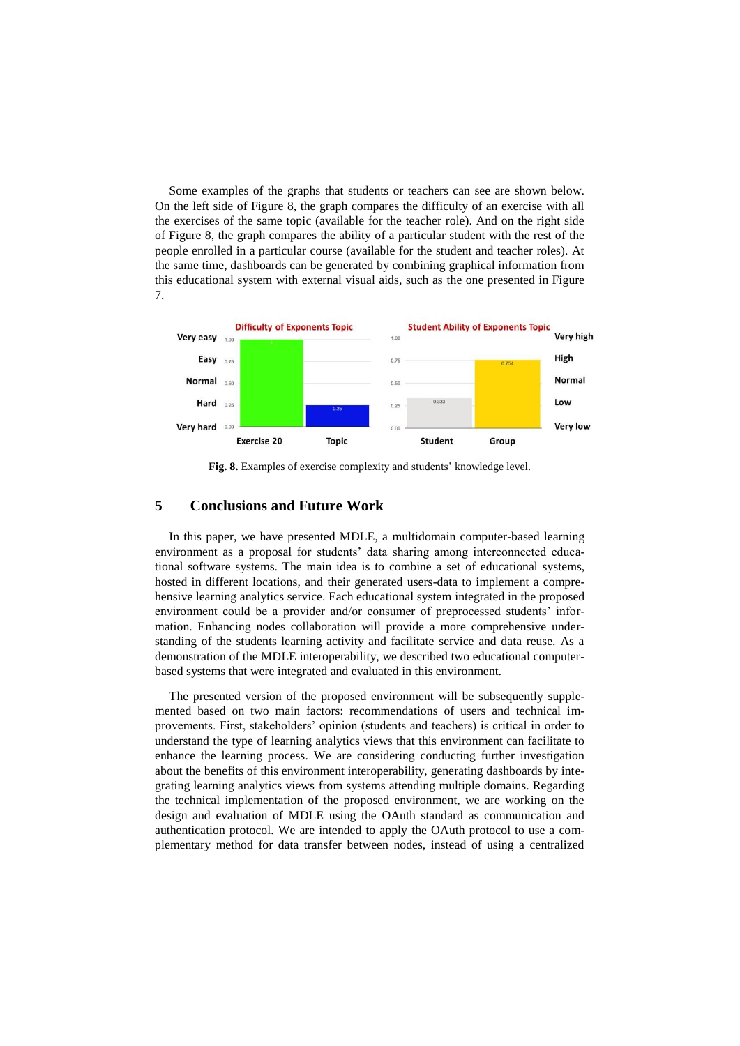Some examples of the graphs that students or teachers can see are shown below. On the left side of Figure 8, the graph compares the difficulty of an exercise with all the exercises of the same topic (available for the teacher role). And on the right side of Figure 8, the graph compares the ability of a particular student with the rest of the people enrolled in a particular course (available for the student and teacher roles). At the same time, dashboards can be generated by combining graphical information from this educational system with external visual aids, such as the one presented in Figure 7.

**Fig. 8.** Examples of exercise complexity and students' knowledge level.

## 5 Conclusions and Future Work

In this paper, we have presented MDLE, a multidomain computer-based learning environment as a proposal for students' data sharing among interconnected educational software systems. The main idea is to combine a set of educational systems, hosted in different locations, and their generated users-data to implement a comprehensive learning analytics service. Each educational system integrated in the proposed environment could be a provider and/or consumer of preprocessed students' information. Enhancing nodes collaboration will provide a more comprehensive understanding of the students learning activity and facilitate service and data reuse. As a demonstration of the MDLE interoperability, we described two educational computer-based systems that were integrated and evaluated in this environment.

The presented version of the proposed environment will be subsequently supplemented based on two main factors: recommendations of users and technical improvements. First, stakeholders' opinion (students and teachers) is critical in order to understand the type of learning analytics views that this environment can facilitate to enhance the learning process. We are considering conducting further investigation about the benefits of this environment interoperability, generating dashboards by integrating learning analytics views from systems attending multiple domains. Regarding the technical implementation of the proposed environment, we are working on the design and evaluation of MDLE using the OAuth standard as communication and authentication protocol. We are intended to apply the OAuth protocol to use a complementary method for data transfer between nodes, instead of using a centralized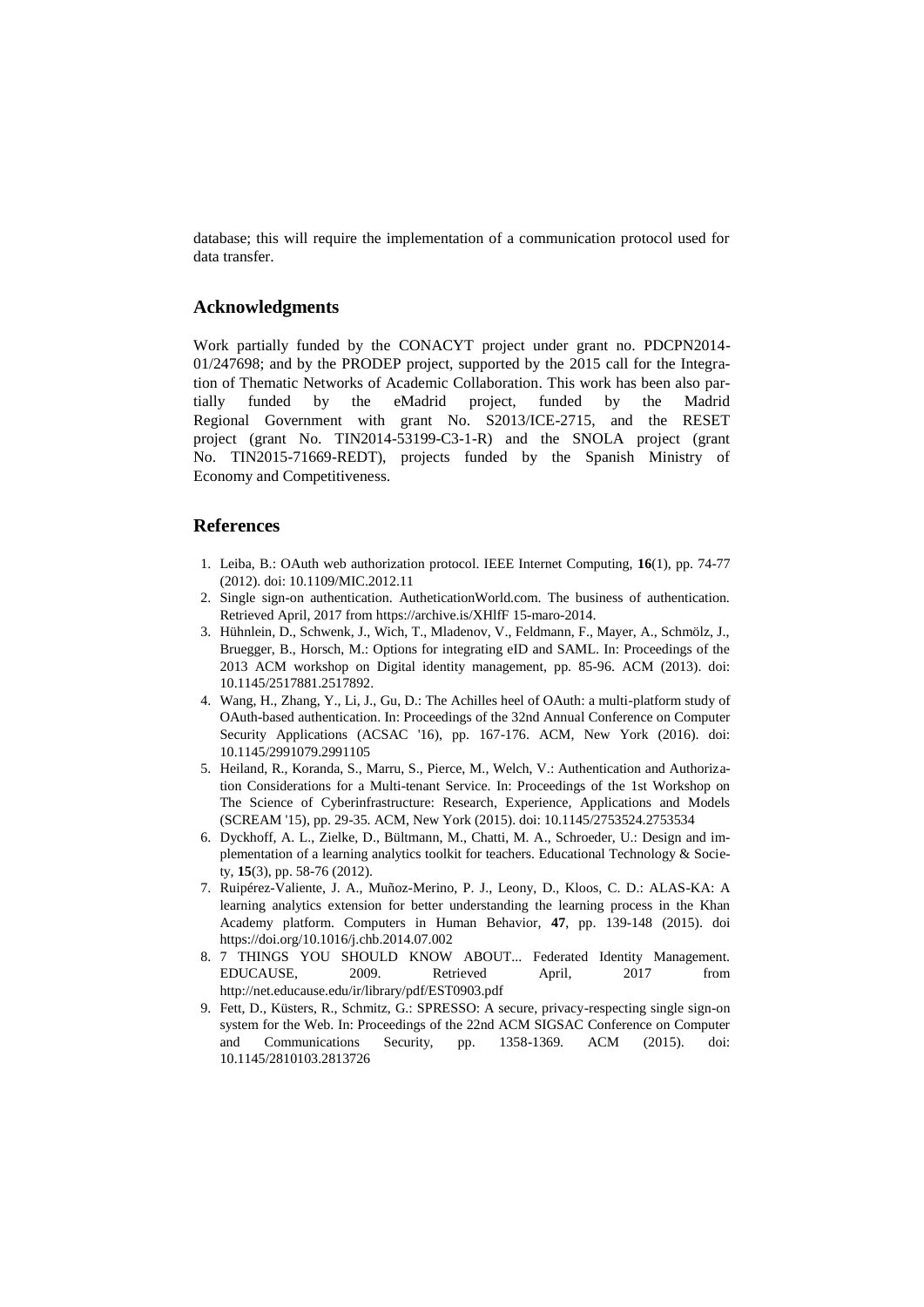database; this will require the implementation of a communication protocol used for data transfer.

## Acknowledgments

Work partially funded by the CONACYT project under grant no. PDCPN2014-01/247698; and by the PRODEP project, supported by the 2015 call for the Integration of Thematic Networks of Academic Collaboration. This work has been also partially funded by the eMadrid project, funded by the Madrid Regional Government with grant No. S2013/ICE-2715, and the RESET project (grant No. TIN2014-53199-C3-1-R) and the SNOLA project (grant No. TIN2015-71669-REDT), projects funded by the Spanish Ministry of Economy and Competitiveness.

## References

1. Leiba, B.: OAuth web authorization protocol. IEEE Internet Computing, **16**(1), pp. 74-77 (2012). doi: 10.1109/MIC.2012.11
2. Single sign-on authentication. AutheticationWorld.com. The business of authentication. Retrieved April, 2017 from https://archive.is/XHlfF 15-maro-2014.
3. Hühnlein, D., Schwenk, J., Wich, T., Mladenov, V., Feldmann, F., Mayer, A., Schmölz, J., Bruegger, B., Horsch, M.: Options for integrating eID and SAML. In: Proceedings of the 2013 ACM workshop on Digital identity management, pp. 85-96. ACM (2013). doi: 10.1145/2517881.2517892.
4. Wang, H., Zhang, Y., Li, J., Gu, D.: The Achilles heel of OAuth: a multi-platform study of OAuth-based authentication. In: Proceedings of the 32nd Annual Conference on Computer Security Applications (ACSAC '16), pp. 167-176. ACM, New York (2016). doi: 10.1145/2991079.2991105
5. Heiland, R., Koranda, S., Marru, S., Pierce, M., Welch, V.: Authentication and Authorization Considerations for a Multi-tenant Service. In: Proceedings of the 1st Workshop on The Science of Cyberinfrastructure: Research, Experience, Applications and Models (SCREAM '15), pp. 29-35. ACM, New York (2015). doi: 10.1145/2753524.2753534
6. Dyckhoff, A. L., Zielke, D., Bültmann, M., Chatti, M. A., Schroeder, U.: Design and implementation of a learning analytics toolkit for teachers. Educational Technology & Society, **15**(3), pp. 58-76 (2012).
7. Ruipérez-Valiente, J. A., Muñoz-Merino, P. J., Leony, D., Kloos, C. D.: ALAS-KA: A learning analytics extension for better understanding the learning process in the Khan Academy platform. Computers in Human Behavior, **47**, pp. 139-148 (2015). doi https://doi.org/10.1016/j.chb.2014.07.002
8. 7 THINGS YOU SHOULD KNOW ABOUT... Federated Identity Management. EDUCAUSE, 2009. Retrieved April, 2017 from http://net.educause.edu/ir/library/pdf/EST0903.pdf
9. Fett, D., Küsters, R., Schmitz, G.: SPRESSO: A secure, privacy-respecting single sign-on system for the Web. In: Proceedings of the 22nd ACM SIGSAC Conference on Computer and Communications Security, pp. 1358-1369. ACM (2015). doi: 10.1145/2810103.2813726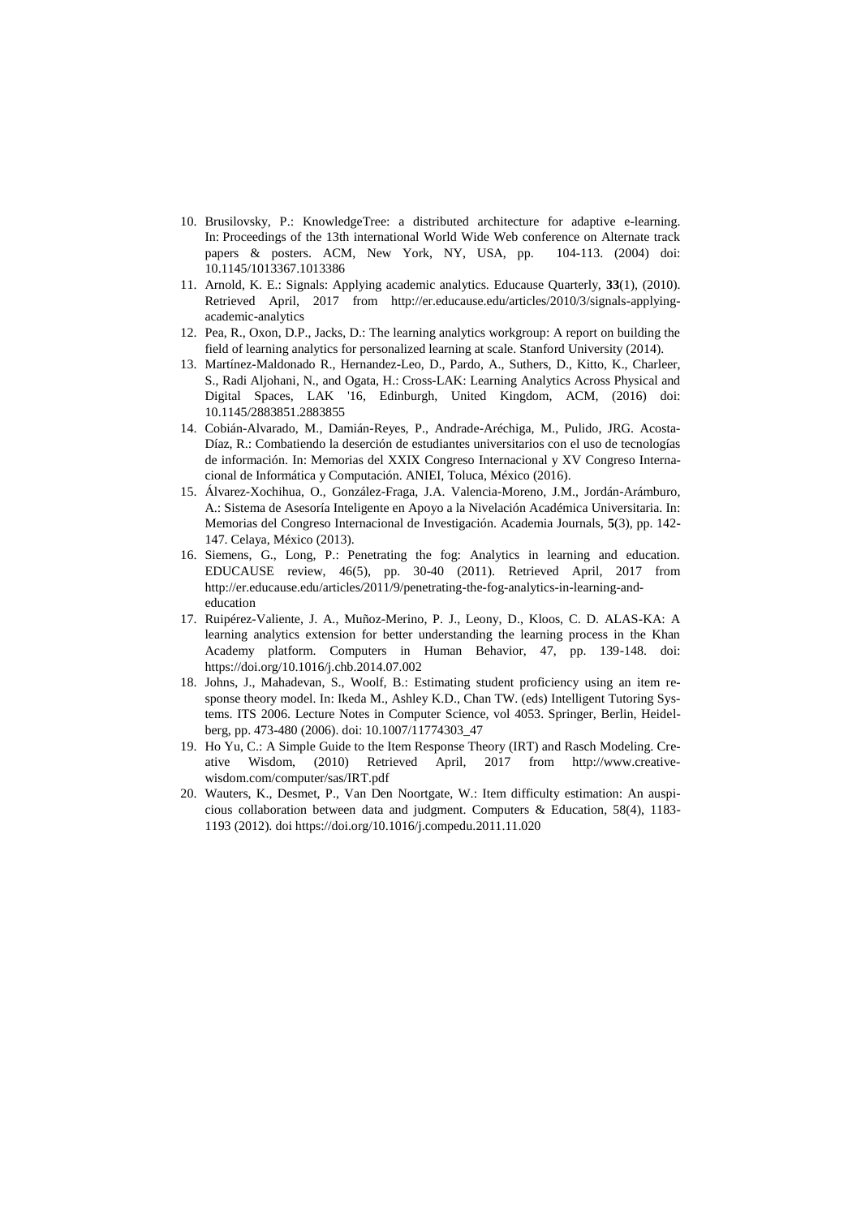10. Brusilovsky, P.: KnowledgeTree: a distributed architecture for adaptive e-learning. In: Proceedings of the 13th international World Wide Web conference on Alternate track papers & posters. ACM, New York, NY, USA, pp. 104-113. (2004) doi: 10.1145/1013367.1013386
11. Arnold, K. E.: Signals: Applying academic analytics. Educause Quarterly, **33**(1), (2010). Retrieved April, 2017 from http://er.educause.edu/articles/2010/3/signals-applying-academic-analytics
12. Pea, R., Oxon, D.P., Jacks, D.: The learning analytics workgroup: A report on building the field of learning analytics for personalized learning at scale. Stanford University (2014).
13. Martínez-Maldonado R., Hernandez-Leo, D., Pardo, A., Suthers, D., Kitto, K., Charleer, S., Radi Aljohani, N., and Ogata, H.: Cross-LAK: Learning Analytics Across Physical and Digital Spaces, LAK '16, Edinburgh, United Kingdom, ACM, (2016) doi: 10.1145/2883851.2883855
14. Cobián-Alvarado, M., Damián-Reyes, P., Andrade-Aréchiga, M., Pulido, JRG. Acosta-Díaz, R.: Combatiendo la deserción de estudiantes universitarios con el uso de tecnologías de información. In: Memorias del XXIX Congreso Internacional y XV Congreso Internacional de Informática y Computación. ANIEI, Toluca, México (2016).
15. Álvarez-Xochihua, O., González-Fraga, J.A. Valencia-Moreno, J.M., Jordán-Arámburo, A.: Sistema de Asesoría Inteligente en Apoyo a la Nivelación Académica Universitaria. In: Memorias del Congreso Internacional de Investigación. Academia Journals, **5**(3), pp. 142-147. Celaya, México (2013).
16. Siemens, G., Long, P.: Penetrating the fog: Analytics in learning and education. EDUCAUSE review, 46(5), pp. 30-40 (2011). Retrieved April, 2017 from http://er.educause.edu/articles/2011/9/penetrating-the-fog-analytics-in-learning-and-education
17. Ruipérez-Valiente, J. A., Muñoz-Merino, P. J., Leony, D., Kloos, C. D. ALAS-KA: A learning analytics extension for better understanding the learning process in the Khan Academy platform. Computers in Human Behavior, 47, pp. 139-148. doi: https://doi.org/10.1016/j.chb.2014.07.002
18. Johns, J., Mahadevan, S., Woolf, B.: Estimating student proficiency using an item response theory model. In: Ikeda M., Ashley K.D., Chan TW. (eds) Intelligent Tutoring Systems. ITS 2006. Lecture Notes in Computer Science, vol 4053. Springer, Berlin, Heidelberg, pp. 473-480 (2006). doi: 10.1007/11774303_47
19. Ho Yu, C.: A Simple Guide to the Item Response Theory (IRT) and Rasch Modeling. Creative Wisdom, (2010) Retrieved April, 2017 from http://www.creative-wisdom.com/computer/sas/IRT.pdf
20. Wauters, K., Desmet, P., Van Den Noortgate, W.: Item difficulty estimation: An auspicious collaboration between data and judgment. Computers & Education, 58(4), 1183-1193 (2012). doi https://doi.org/10.1016/j.compedu.2011.11.020